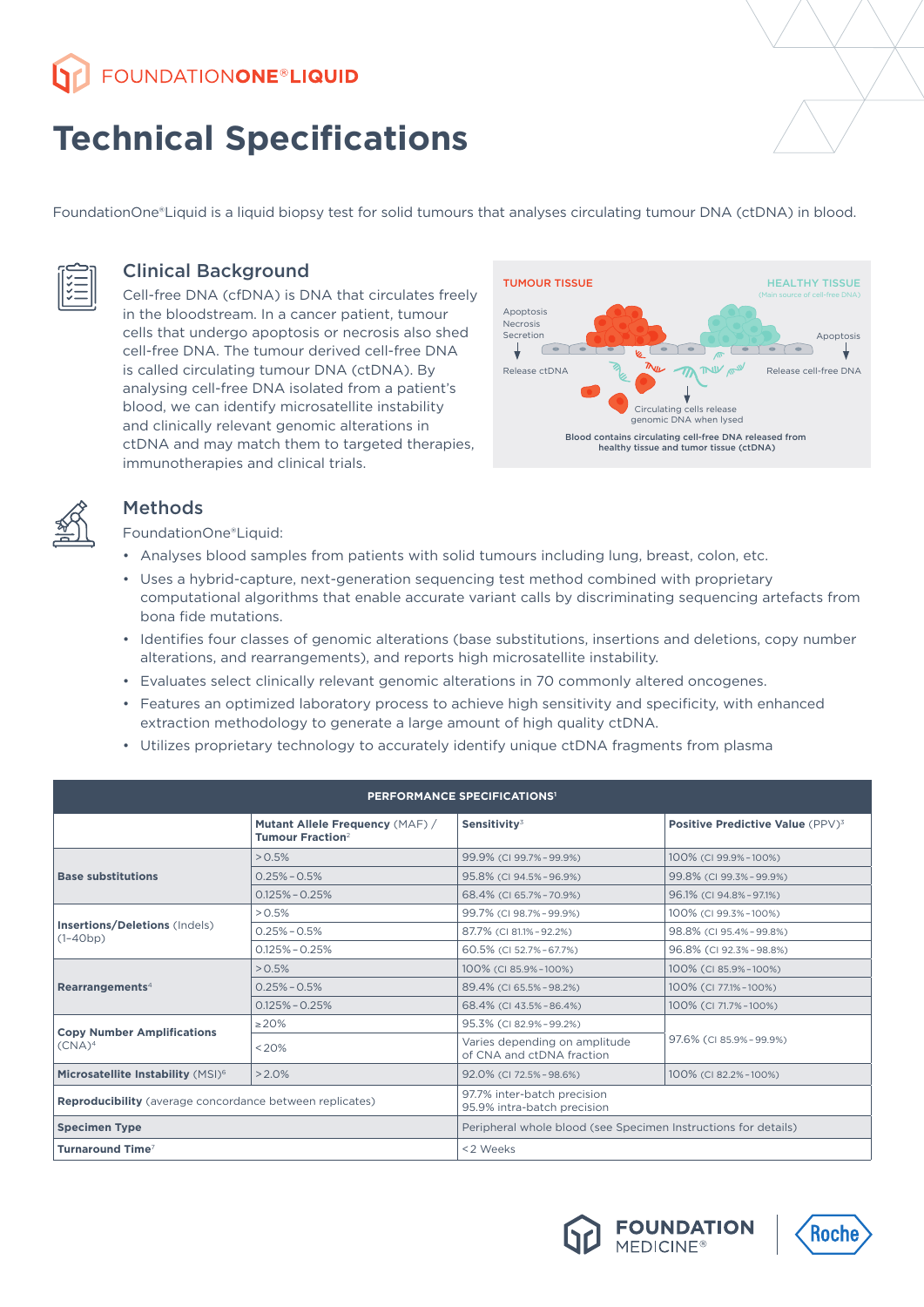# FOUNDATIONONE® LIQUID

# Technical Specifications

FoundationOne®Liquid is a liquid biopsy test for solid tumours that analyses circulating tumour DNA (ctDNA) in blood.

## Clinical Background

Cell-free DNA (cfDNA) is DNA that circulates freely in the bloodstream. In a cancer patient, tumour cells that undergo apoptosis or necrosis also shed cell-free DNA. The tumour derived cell-free DNA is called circulating tumour DNA (ctDNA). By analysing cell-free DNA isolated from a patient's blood, we can identify microsatellite instability and clinically relevant genomic alterations in ctDNA and may match them to targeted therapies, immunotherapies and clinical trials.

TUMOUR TISSUE — Apoptosis, Necrosis, Secretion — Release ctDNA

HEALTHY TISSUE (Main source of cell-free DNA) — Apoptosis — Release cell-free DNA

Circulating cells release genomic DNA when lysed

Blood contains circulating cell-free DNA released from healthy tissue and tumor tissue (ctDNA)

## Methods

FoundationOne®Liquid:

- Analyses blood samples from patients with solid tumours including lung, breast, colon, etc.
- Uses a hybrid-capture, next-generation sequencing test method combined with proprietary computational algorithms that enable accurate variant calls by discriminating sequencing artefacts from bona fide mutations.
- Identifies four classes of genomic alterations (base substitutions, insertions and deletions, copy number alterations, and rearrangements), and reports high microsatellite instability.
- Evaluates select clinically relevant genomic alterations in 70 commonly altered oncogenes.
- Features an optimized laboratory process to achieve high sensitivity and specificity, with enhanced extraction methodology to generate a large amount of high quality ctDNA.
- Utilizes proprietary technology to accurately identify unique ctDNA fragments from plasma

| PERFORMANCE SPECIFICATIONS[1] | | | |
|---|---|---|---|
| | **Mutant Allele Frequency** (MAF) / **Tumour Fraction**[2] | **Sensitivity**[3] | **Positive Predictive Value** (PPV)[3] |
| **Base substitutions** | >0.5% | 99.9% (CI 99.7%-99.9%) | 100% (CI 99.9%-100%) |
| | 0.25%-0.5% | 95.8% (CI 94.5%-96.9%) | 99.8% (CI 99.3%-99.9%) |
| | 0.125%-0.25% | 68.4% (CI 65.7%-70.9%) | 96.1% (CI 94.8%-97.1%) |
| **Insertions/Deletions** (Indels) (1-40bp) | >0.5% | 99.7% (CI 98.7%-99.9%) | 100% (CI 99.3%-100%) |
| | 0.25%-0.5% | 87.7% (CI 81.1%-92.2%) | 98.8% (CI 95.4%-99.8%) |
| | 0.125%-0.25% | 60.5% (CI 52.7%-67.7%) | 96.8% (CI 92.3%-98.8%) |
| **Rearrangements**[4] | >0.5% | 100% (CI 85.9%-100%) | 100% (CI 85.9%-100%) |
| | 0.25%-0.5% | 89.4% (CI 65.5%-98.2%) | 100% (CI 77.1%-100%) |
| | 0.125%-0.25% | 68.4% (CI 43.5%-86.4%) | 100% (CI 71.7%-100%) |
| **Copy Number Amplifications** (CNA)[4] | ≥20% | 95.3% (CI 82.9%-99.2%) | 97.6% (CI 85.9%-99.9%) |
| | <20% | Varies depending on amplitude of CNA and ctDNA fraction | |
| **Microsatellite Instability** (MSI)[6] | >2.0% | 92.0% (CI 72.5%-98.6%) | 100% (CI 82.2%-100%) |
| **Reproducibility** (average concordance between replicates) | | 97.7% inter-batch precision<br>95.9% intra-batch precision | |
| **Specimen Type** | | Peripheral whole blood (see Specimen Instructions for details) | |
| **Turnaround Time**[7] | | <2 Weeks | |

FOUNDATION MEDICINE® | Roche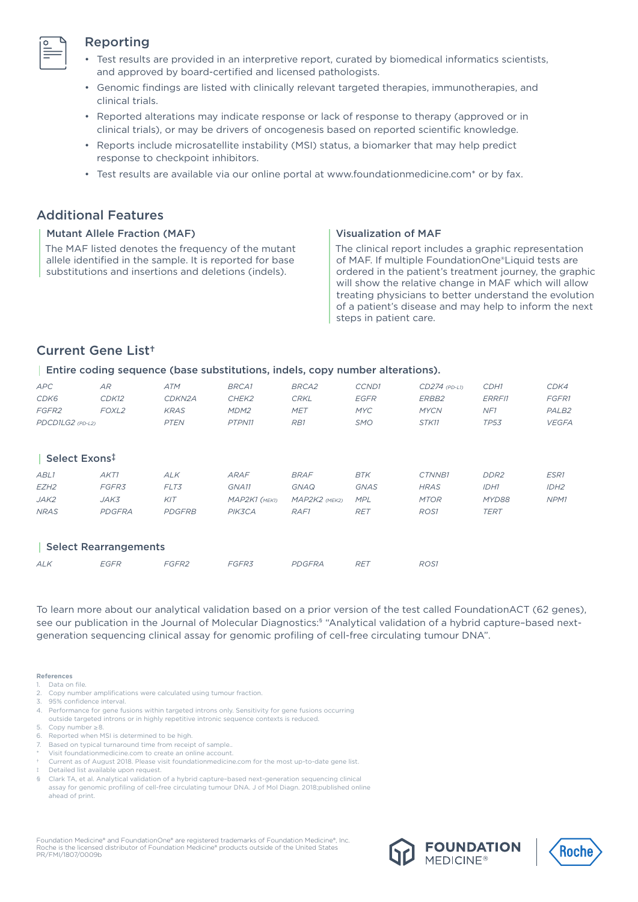## Reporting

- Test results are provided in an interpretive report, curated by biomedical informatics scientists, and approved by board-certified and licensed pathologists.
- Genomic findings are listed with clinically relevant targeted therapies, immunotherapies, and clinical trials.
- Reported alterations may indicate response or lack of response to therapy (approved or in clinical trials), or may be drivers of oncogenesis based on reported scientific knowledge.
- Reports include microsatellite instability (MSI) status, a biomarker that may help predict response to checkpoint inhibitors.
- Test results are available via our online portal at www.foundationmedicine.com* or by fax.

## Additional Features

### Mutant Allele Fraction (MAF)

The MAF listed denotes the frequency of the mutant allele identified in the sample. It is reported for base substitutions and insertions and deletions (indels).

### Visualization of MAF

The clinical report includes a graphic representation of MAF. If multiple FoundationOne®Liquid tests are ordered in the patient's treatment journey, the graphic will show the relative change in MAF which will allow treating physicians to better understand the evolution of a patient's disease and may help to inform the next steps in patient care.

## Current Gene List†

### Entire coding sequence (base substitutions, indels, copy number alterations).

| | | | | | | | | |
|---|---|---|---|---|---|---|---|---|
| *APC* | *AR* | *ATM* | *BRCA1* | *BRCA2* | *CCND1* | *CD274* (PD-L1) | *CDH1* | *CDK4* |
| *CDK6* | *CDK12* | *CDKN2A* | *CHEK2* | *CRKL* | *EGFR* | *ERBB2* | *ERRFI1* | *FGFR1* |
| *FGFR2* | *FOXL2* | *KRAS* | *MDM2* | *MET* | *MYC* | *MYCN* | *NF1* | *PALB2* |
| *PDCD1LG2* (PD-L2) | | *PTEN* | *PTPN11* | *RB1* | *SMO* | *STK11* | *TP53* | *VEGFA* |

### Select Exons‡

| | | | | | | | | |
|---|---|---|---|---|---|---|---|---|
| *ABL1* | *AKT1* | *ALK* | *ARAF* | *BRAF* | *BTK* | *CTNNB1* | *DDR2* | *ESR1* |
| *EZH2* | *FGFR3* | *FLT3* | *GNA11* | *GNAQ* | *GNAS* | *HRAS* | *IDH1* | *IDH2* |
| *JAK2* | *JAK3* | *KIT* | *MAP2K1* (MEK1) | *MAP2K2* (MEK2) | *MPL* | *MTOR* | *MYD88* | *NPM1* |
| *NRAS* | *PDGFRA* | *PDGFRB* | *PIK3CA* | *RAF1* | *RET* | *ROS1* | *TERT* | |

### Select Rearrangements

| | | | | | | |
|---|---|---|---|---|---|---|
| *ALK* | *EGFR* | *FGFR2* | *FGFR3* | *PDGFRA* | *RET* | *ROS1* |

To learn more about our analytical validation based on a prior version of the test called FoundationACT (62 genes), see our publication in the Journal of Molecular Diagnostics:§ "Analytical validation of a hybrid capture–based next-generation sequencing clinical assay for genomic profiling of cell-free circulating tumour DNA".

**References**

1. Data on file.
2. Copy number amplifications were calculated using tumour fraction.
3. 95% confidence interval.
4. Performance for gene fusions within targeted introns only. Sensitivity for gene fusions occurring outside targeted introns or in highly repetitive intronic sequence contexts is reduced.
5. Copy number ≥8.
6. Reported when MSI is determined to be high.
7. Based on typical turnaround time from receipt of sample..

\* Visit foundationmedicine.com to create an online account.
† Current as of August 2018. Please visit foundationmedicine.com for the most up-to-date gene list.
‡ Detailed list available upon request.
§ Clark TA, et al. Analytical validation of a hybrid capture–based next-generation sequencing clinical assay for genomic profiling of cell-free circulating tumour DNA. J of Mol Diagn. 2018;published online ahead of print.

Foundation Medicine® and FoundationOne® are registered trademarks of Foundation Medicine®, Inc.
Roche is the licensed distributor of Foundation Medicine® products outside of the United States
PR/FMI/1807/0009b

FOUNDATION MEDICINE®

Roche